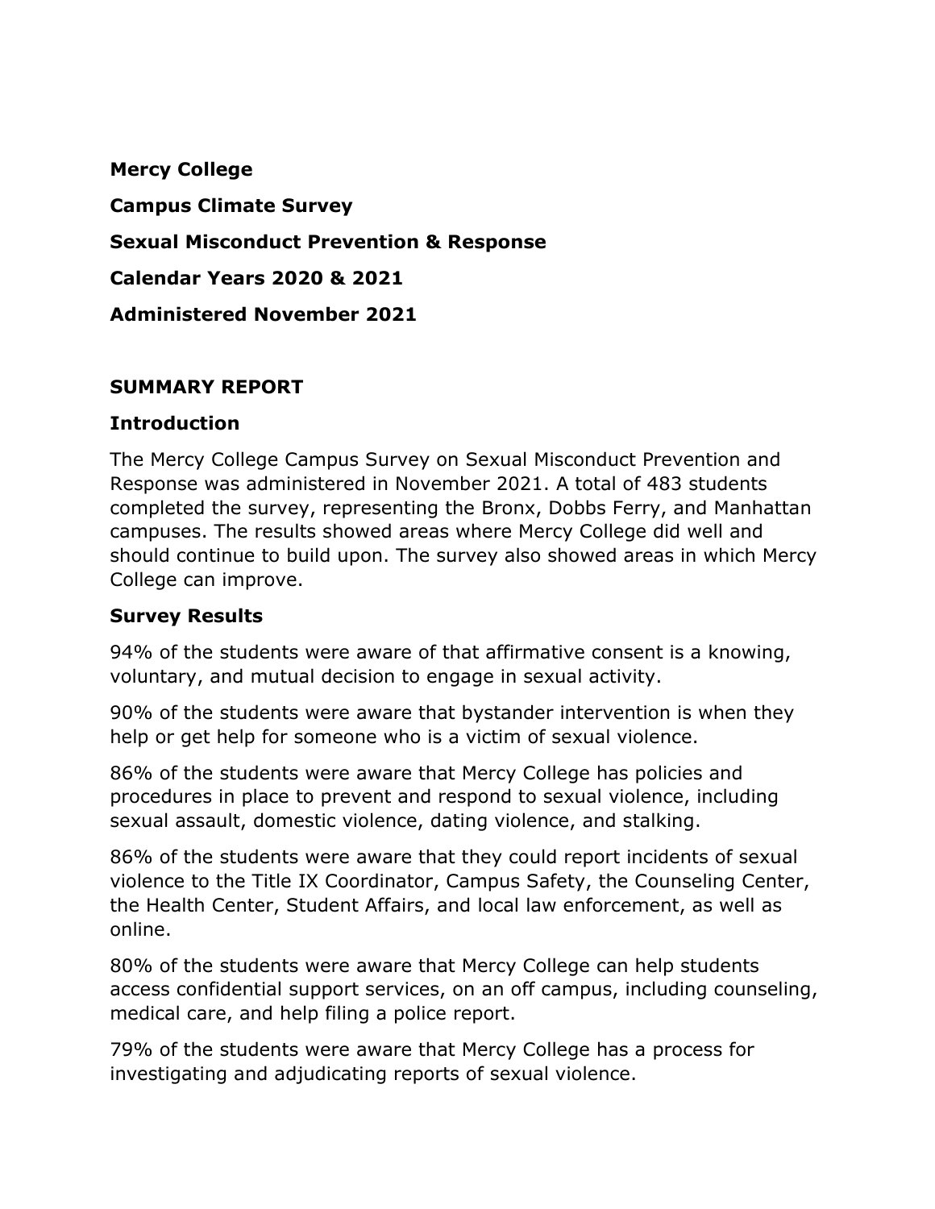**Mercy College**

**Campus Climate Survey**

**Sexual Misconduct Prevention & Response**

**Calendar Years 2020 & 2021**

**Administered November 2021**

## SUMMARY REPORT

### Introduction

The Mercy College Campus Survey on Sexual Misconduct Prevention and Response was administered in November 2021. A total of 483 students completed the survey, representing the Bronx, Dobbs Ferry, and Manhattan campuses. The results showed areas where Mercy College did well and should continue to build upon. The survey also showed areas in which Mercy College can improve.

### Survey Results

94% of the students were aware of that affirmative consent is a knowing, voluntary, and mutual decision to engage in sexual activity.

90% of the students were aware that bystander intervention is when they help or get help for someone who is a victim of sexual violence.

86% of the students were aware that Mercy College has policies and procedures in place to prevent and respond to sexual violence, including sexual assault, domestic violence, dating violence, and stalking.

86% of the students were aware that they could report incidents of sexual violence to the Title IX Coordinator, Campus Safety, the Counseling Center, the Health Center, Student Affairs, and local law enforcement, as well as online.

80% of the students were aware that Mercy College can help students access confidential support services, on an off campus, including counseling, medical care, and help filing a police report.

79% of the students were aware that Mercy College has a process for investigating and adjudicating reports of sexual violence.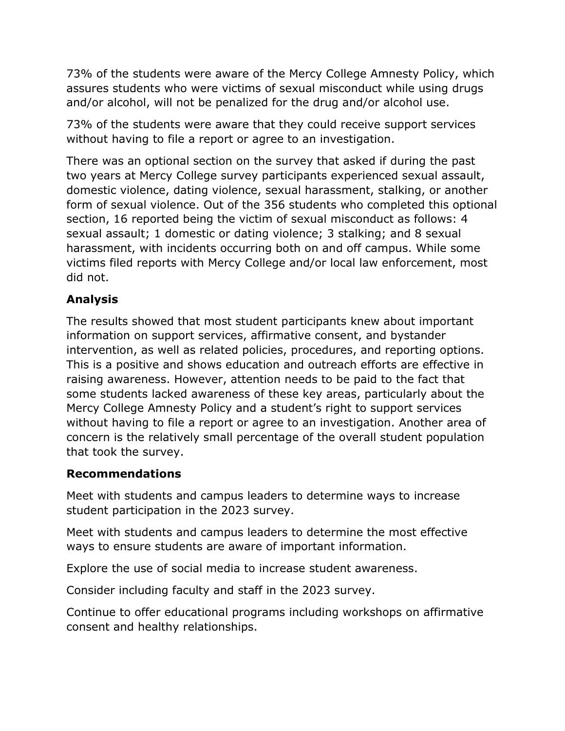73% of the students were aware of the Mercy College Amnesty Policy, which assures students who were victims of sexual misconduct while using drugs and/or alcohol, will not be penalized for the drug and/or alcohol use.

73% of the students were aware that they could receive support services without having to file a report or agree to an investigation.

There was an optional section on the survey that asked if during the past two years at Mercy College survey participants experienced sexual assault, domestic violence, dating violence, sexual harassment, stalking, or another form of sexual violence. Out of the 356 students who completed this optional section, 16 reported being the victim of sexual misconduct as follows: 4 sexual assault; 1 domestic or dating violence; 3 stalking; and 8 sexual harassment, with incidents occurring both on and off campus. While some victims filed reports with Mercy College and/or local law enforcement, most did not.

### Analysis

The results showed that most student participants knew about important information on support services, affirmative consent, and bystander intervention, as well as related policies, procedures, and reporting options. This is a positive and shows education and outreach efforts are effective in raising awareness. However, attention needs to be paid to the fact that some students lacked awareness of these key areas, particularly about the Mercy College Amnesty Policy and a student's right to support services without having to file a report or agree to an investigation. Another area of concern is the relatively small percentage of the overall student population that took the survey.

### Recommendations

Meet with students and campus leaders to determine ways to increase student participation in the 2023 survey.

Meet with students and campus leaders to determine the most effective ways to ensure students are aware of important information.

Explore the use of social media to increase student awareness.

Consider including faculty and staff in the 2023 survey.

Continue to offer educational programs including workshops on affirmative consent and healthy relationships.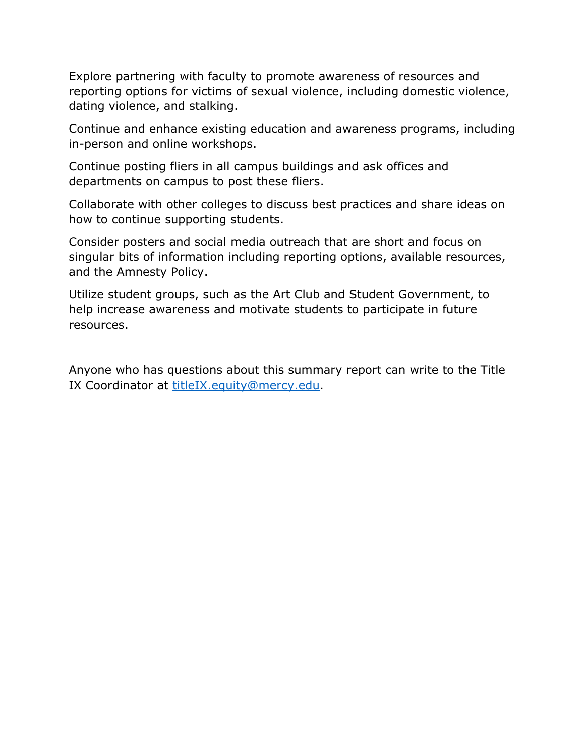Explore partnering with faculty to promote awareness of resources and reporting options for victims of sexual violence, including domestic violence, dating violence, and stalking.

Continue and enhance existing education and awareness programs, including in-person and online workshops.

Continue posting fliers in all campus buildings and ask offices and departments on campus to post these fliers.

Collaborate with other colleges to discuss best practices and share ideas on how to continue supporting students.

Consider posters and social media outreach that are short and focus on singular bits of information including reporting options, available resources, and the Amnesty Policy.

Utilize student groups, such as the Art Club and Student Government, to help increase awareness and motivate students to participate in future resources.

Anyone who has questions about this summary report can write to the Title IX Coordinator at [titleIX.equity@mercy.edu](mailto:titleIX.equity@mercy.edu).